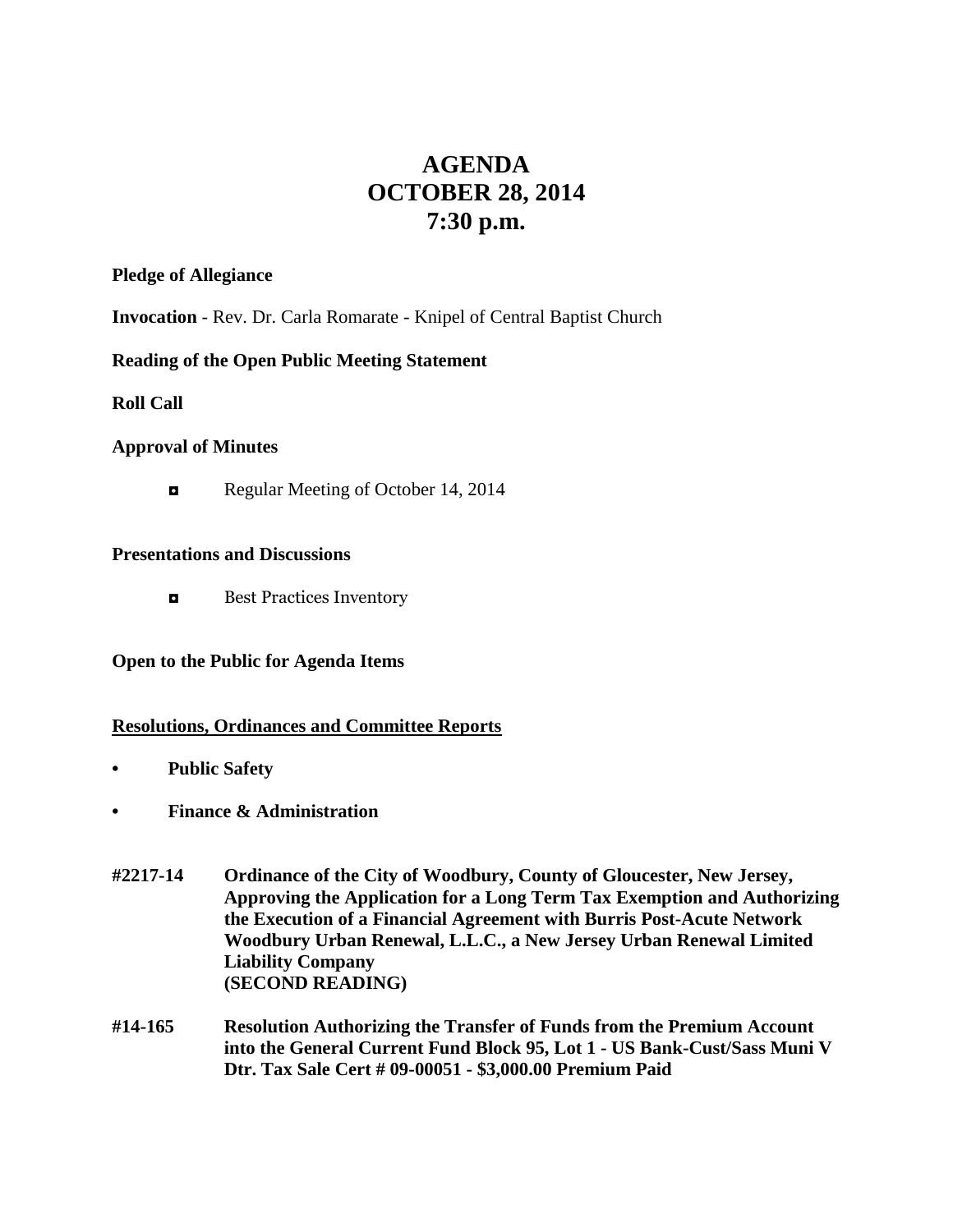# AGENDA
# OCTOBER 28, 2014
# 7:30 p.m.

**Pledge of Allegiance**

**Invocation** - Rev. Dr. Carla Romarate - Knipel of Central Baptist Church

**Reading of the Open Public Meeting Statement**

**Roll Call**

**Approval of Minutes**

- Regular Meeting of October 14, 2014

**Presentations and Discussions**

- Best Practices Inventory

**Open to the Public for Agenda Items**

**<u>Resolutions, Ordinances and Committee Reports</u>**

- **Public Safety**
- **Finance & Administration**

**#2217-14** **Ordinance of the City of Woodbury, County of Gloucester, New Jersey, Approving the Application for a Long Term Tax Exemption and Authorizing the Execution of a Financial Agreement with Burris Post-Acute Network Woodbury Urban Renewal, L.L.C., a New Jersey Urban Renewal Limited Liability Company**
**(SECOND READING)**

**#14-165** **Resolution Authorizing the Transfer of Funds from the Premium Account into the General Current Fund Block 95, Lot 1 - US Bank-Cust/Sass Muni V Dtr. Tax Sale Cert # 09-00051 - $3,000.00 Premium Paid**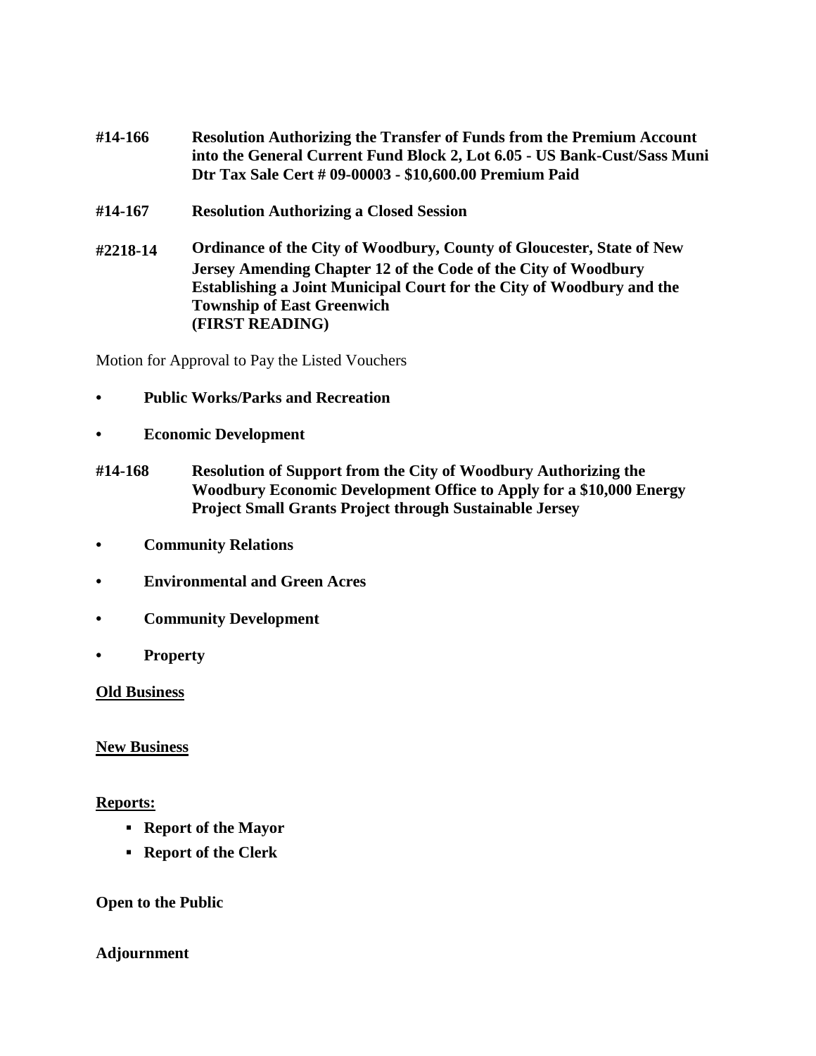**#14-166** **Resolution Authorizing the Transfer of Funds from the Premium Account into the General Current Fund Block 2, Lot 6.05 - US Bank-Cust/Sass Muni Dtr Tax Sale Cert # 09-00003 - $10,600.00 Premium Paid**

**#14-167** **Resolution Authorizing a Closed Session**

**#2218-14** **Ordinance of the City of Woodbury, County of Gloucester, State of New Jersey Amending Chapter 12 of the Code of the City of Woodbury Establishing a Joint Municipal Court for the City of Woodbury and the Township of East Greenwich**
**(FIRST READING)**

Motion for Approval to Pay the Listed Vouchers

- **Public Works/Parks and Recreation**
- **Economic Development**

**#14-168** **Resolution of Support from the City of Woodbury Authorizing the Woodbury Economic Development Office to Apply for a $10,000 Energy Project Small Grants Project through Sustainable Jersey**

- **Community Relations**
- **Environmental and Green Acres**
- **Community Development**
- **Property**

**Old Business**

**New Business**

**Reports:**

- **Report of the Mayor**
- **Report of the Clerk**

**Open to the Public**

**Adjournment**